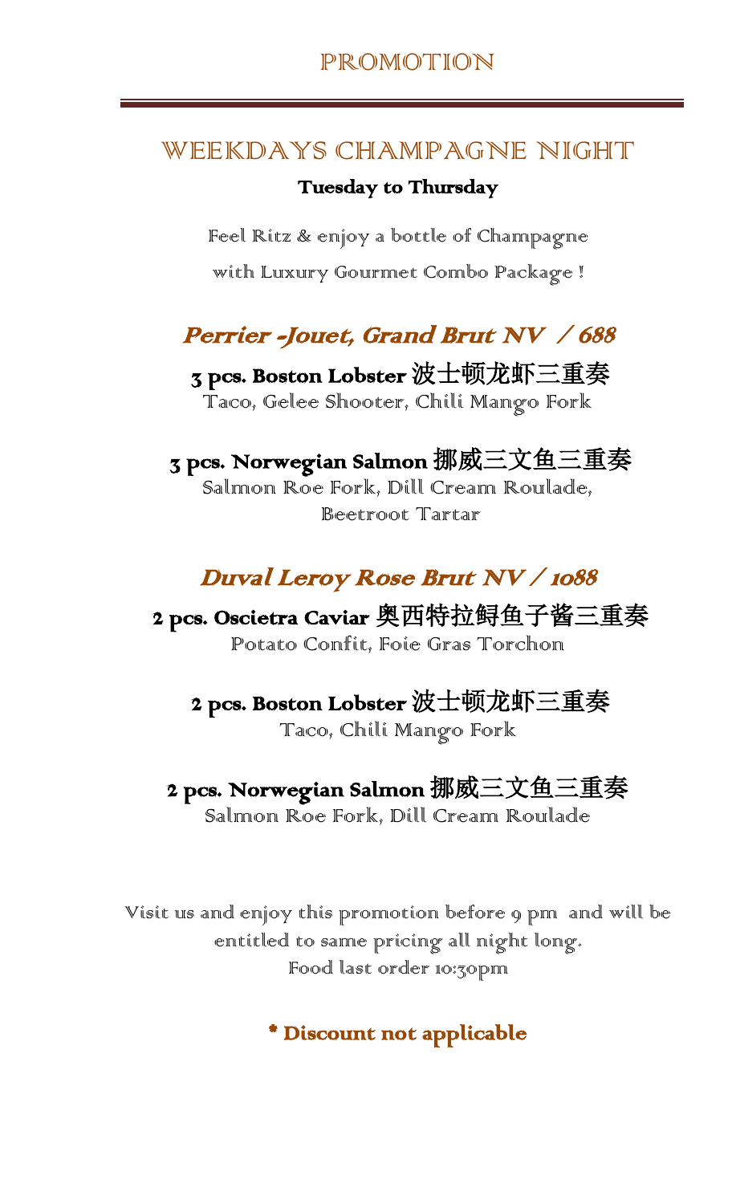# PROMOTION

## WEEKDAYS CHAMPAGNE NIGHT

**Tuesday to Thursday**

Feel Ritz & enjoy a bottle of Champagne

with Luxury Gourmet Combo Package !

### *Perrier -Jouet, Grand Brut NV / 688*

**3 pcs. Boston Lobster** 波士顿龙虾三重奏

Taco, Gelee Shooter, Chili Mango Fork

**3 pcs. Norwegian Salmon** 挪威三文鱼三重奏

Salmon Roe Fork, Dill Cream Roulade,
Beetroot Tartar

### *Duval Leroy Rose Brut NV / 1088*

**2 pcs. Oscietra Caviar** 奥西特拉鲟鱼子酱三重奏

Potato Confit, Foie Gras Torchon

**2 pcs. Boston Lobster** 波士顿龙虾三重奏

Taco, Chili Mango Fork

**2 pcs. Norwegian Salmon** 挪威三文鱼三重奏

Salmon Roe Fork, Dill Cream Roulade

Visit us and enjoy this promotion before 9 pm and will be entitled to same pricing all night long.
Food last order 10:30pm

**\* Discount not applicable**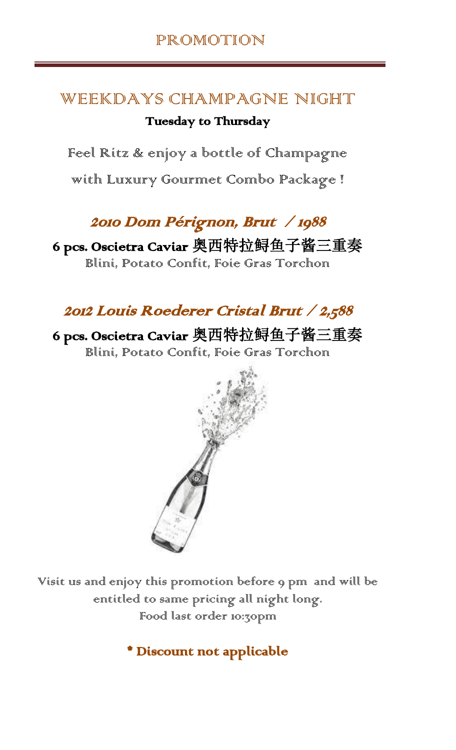# PROMOTION

## WEEKDAYS CHAMPAGNE NIGHT

**Tuesday to Thursday**

Feel Ritz & enjoy a bottle of Champagne

with Luxury Gourmet Combo Package !

### *2010 Dom Pérignon, Brut / 1988*

**6 pcs. Oscietra Caviar 奥西特拉鲟鱼子酱三重奏**

Blini, Potato Confit, Foie Gras Torchon

### *2012 Louis Roederer Cristal Brut / 2,588*

**6 pcs. Oscietra Caviar 奥西特拉鲟鱼子酱三重奏**

Blini, Potato Confit, Foie Gras Torchon

Visit us and enjoy this promotion before 9 pm and will be entitled to same pricing all night long.

Food last order 10:30pm

**\* Discount not applicable**